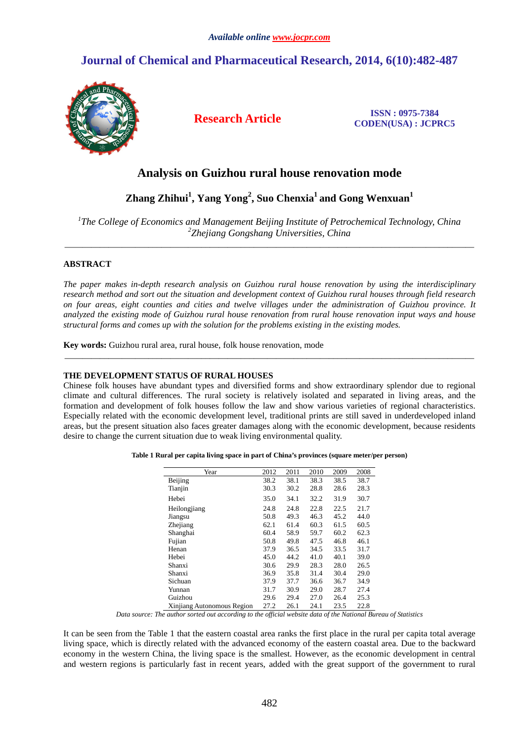*Available online www.jocpr.com*

# Journal of Chemical and Pharmaceutical Research, 2014, 6(10):482-487

**Research Article**

**ISSN : 0975-7384**
**CODEN(USA) : JCPRC5**

# Analysis on Guizhou rural house renovation mode

**Zhang Zhihui[1], Yang Yong[2], Suo Chenxia[1] and Gong Wenxuan[1]**

*[1]The College of Economics and Management Beijing Institute of Petrochemical Technology, China*
*[2]Zhejiang Gongshang Universities, China*

---

## ABSTRACT

*The paper makes in-depth research analysis on Guizhou rural house renovation by using the interdisciplinary research method and sort out the situation and development context of Guizhou rural houses through field research on four areas, eight counties and cities and twelve villages under the administration of Guizhou province. It analyzed the existing mode of Guizhou rural house renovation from rural house renovation input ways and house structural forms and comes up with the solution for the problems existing in the existing modes.*

**Key words:** Guizhou rural area, rural house, folk house renovation, mode

---

## THE DEVELOPMENT STATUS OF RURAL HOUSES

Chinese folk houses have abundant types and diversified forms and show extraordinary splendor due to regional climate and cultural differences. The rural society is relatively isolated and separated in living areas, and the formation and development of folk houses follow the law and show various varieties of regional characteristics. Especially related with the economic development level, traditional prints are still saved in underdeveloped inland areas, but the present situation also faces greater damages along with the economic development, because residents desire to change the current situation due to weak living environmental quality.

**Table 1 Rural per capita living space in part of China's provinces (square meter/per person)**

| Year | 2012 | 2011 | 2010 | 2009 | 2008 |
|---|---|---|---|---|---|
| Beijing | 38.2 | 38.1 | 38.3 | 38.5 | 38.7 |
| Tianjin | 30.3 | 30.2 | 28.8 | 28.6 | 28.3 |
| Hebei | 35.0 | 34.1 | 32.2 | 31.9 | 30.7 |
| Heilongjiang | 24.8 | 24.8 | 22.8 | 22.5 | 21.7 |
| Jiangsu | 50.8 | 49.3 | 46.3 | 45.2 | 44.0 |
| Zhejiang | 62.1 | 61.4 | 60.3 | 61.5 | 60.5 |
| Shanghai | 60.4 | 58.9 | 59.7 | 60.2 | 62.3 |
| Fujian | 50.8 | 49.8 | 47.5 | 46.8 | 46.1 |
| Henan | 37.9 | 36.5 | 34.5 | 33.5 | 31.7 |
| Hebei | 45.0 | 44.2 | 41.0 | 40.1 | 39.0 |
| Shanxi | 30.6 | 29.9 | 28.3 | 28.0 | 26.5 |
| Shanxi | 36.9 | 35.8 | 31.4 | 30.4 | 29.0 |
| Sichuan | 37.9 | 37.7 | 36.6 | 36.7 | 34.9 |
| Yunnan | 31.7 | 30.9 | 29.0 | 28.7 | 27.4 |
| Guizhou | 29.6 | 29.4 | 27.0 | 26.4 | 25.3 |
| Xinjiang Autonomous Region | 27.2 | 26.1 | 24.1 | 23.5 | 22.8 |

*Data source: The author sorted out according to the official website data of the National Bureau of Statistics*

It can be seen from the Table 1 that the eastern coastal area ranks the first place in the rural per capita total average living space, which is directly related with the advanced economy of the eastern coastal area. Due to the backward economy in the western China, the living space is the smallest. However, as the economic development in central and western regions is particularly fast in recent years, added with the great support of the government to rural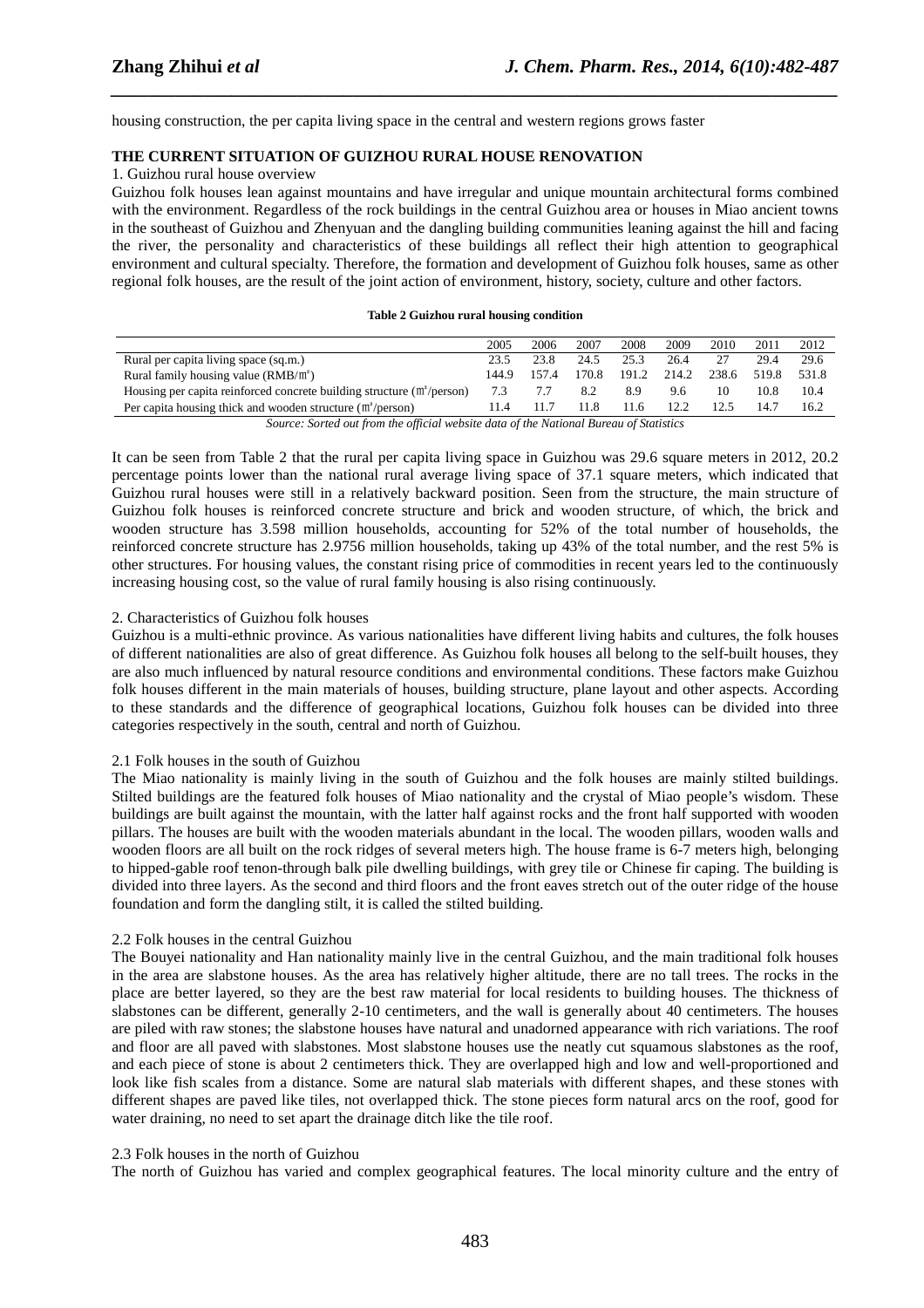housing construction, the per capita living space in the central and western regions grows faster

**THE CURRENT SITUATION OF GUIZHOU RURAL HOUSE RENOVATION**

1. Guizhou rural house overview

Guizhou folk houses lean against mountains and have irregular and unique mountain architectural forms combined with the environment. Regardless of the rock buildings in the central Guizhou area or houses in Miao ancient towns in the southeast of Guizhou and Zhenyuan and the dangling building communities leaning against the hill and facing the river, the personality and characteristics of these buildings all reflect their high attention to geographical environment and cultural specialty. Therefore, the formation and development of Guizhou folk houses, same as other regional folk houses, are the result of the joint action of environment, history, society, culture and other factors.

**Table 2 Guizhou rural housing condition**

| | 2005 | 2006 | 2007 | 2008 | 2009 | 2010 | 2011 | 2012 |
|---|---|---|---|---|---|---|---|---|
| Rural per capita living space (sq.m.) | 23.5 | 23.8 | 24.5 | 25.3 | 26.4 | 27 | 29.4 | 29.6 |
| Rural family housing value (RMB/㎡) | 144.9 | 157.4 | 170.8 | 191.2 | 214.2 | 238.6 | 519.8 | 531.8 |
| Housing per capita reinforced concrete building structure (㎡/person) | 7.3 | 7.7 | 8.2 | 8.9 | 9.6 | 10 | 10.8 | 10.4 |
| Per capita housing thick and wooden structure (㎡/person) | 11.4 | 11.7 | 11.8 | 11.6 | 12.2 | 12.5 | 14.7 | 16.2 |

*Source: Sorted out from the official website data of the National Bureau of Statistics*

It can be seen from Table 2 that the rural per capita living space in Guizhou was 29.6 square meters in 2012, 20.2 percentage points lower than the national rural average living space of 37.1 square meters, which indicated that Guizhou rural houses were still in a relatively backward position. Seen from the structure, the main structure of Guizhou folk houses is reinforced concrete structure and brick and wooden structure, of which, the brick and wooden structure has 3.598 million households, accounting for 52% of the total number of households, the reinforced concrete structure has 2.9756 million households, taking up 43% of the total number, and the rest 5% is other structures. For housing values, the constant rising price of commodities in recent years led to the continuously increasing housing cost, so the value of rural family housing is also rising continuously.

2. Characteristics of Guizhou folk houses

Guizhou is a multi-ethnic province. As various nationalities have different living habits and cultures, the folk houses of different nationalities are also of great difference. As Guizhou folk houses all belong to the self-built houses, they are also much influenced by natural resource conditions and environmental conditions. These factors make Guizhou folk houses different in the main materials of houses, building structure, plane layout and other aspects. According to these standards and the difference of geographical locations, Guizhou folk houses can be divided into three categories respectively in the south, central and north of Guizhou.

2.1 Folk houses in the south of Guizhou

The Miao nationality is mainly living in the south of Guizhou and the folk houses are mainly stilted buildings. Stilted buildings are the featured folk houses of Miao nationality and the crystal of Miao people's wisdom. These buildings are built against the mountain, with the latter half against rocks and the front half supported with wooden pillars. The houses are built with the wooden materials abundant in the local. The wooden pillars, wooden walls and wooden floors are all built on the rock ridges of several meters high. The house frame is 6-7 meters high, belonging to hipped-gable roof tenon-through balk pile dwelling buildings, with grey tile or Chinese fir caping. The building is divided into three layers. As the second and third floors and the front eaves stretch out of the outer ridge of the house foundation and form the dangling stilt, it is called the stilted building.

2.2 Folk houses in the central Guizhou

The Bouyei nationality and Han nationality mainly live in the central Guizhou, and the main traditional folk houses in the area are slabstone houses. As the area has relatively higher altitude, there are no tall trees. The rocks in the place are better layered, so they are the best raw material for local residents to building houses. The thickness of slabstones can be different, generally 2-10 centimeters, and the wall is generally about 40 centimeters. The houses are piled with raw stones; the slabstone houses have natural and unadorned appearance with rich variations. The roof and floor are all paved with slabstones. Most slabstone houses use the neatly cut squamous slabstones as the roof, and each piece of stone is about 2 centimeters thick. They are overlapped high and low and well-proportioned and look like fish scales from a distance. Some are natural slab materials with different shapes, and these stones with different shapes are paved like tiles, not overlapped thick. The stone pieces form natural arcs on the roof, good for water draining, no need to set apart the drainage ditch like the tile roof.

2.3 Folk houses in the north of Guizhou

The north of Guizhou has varied and complex geographical features. The local minority culture and the entry of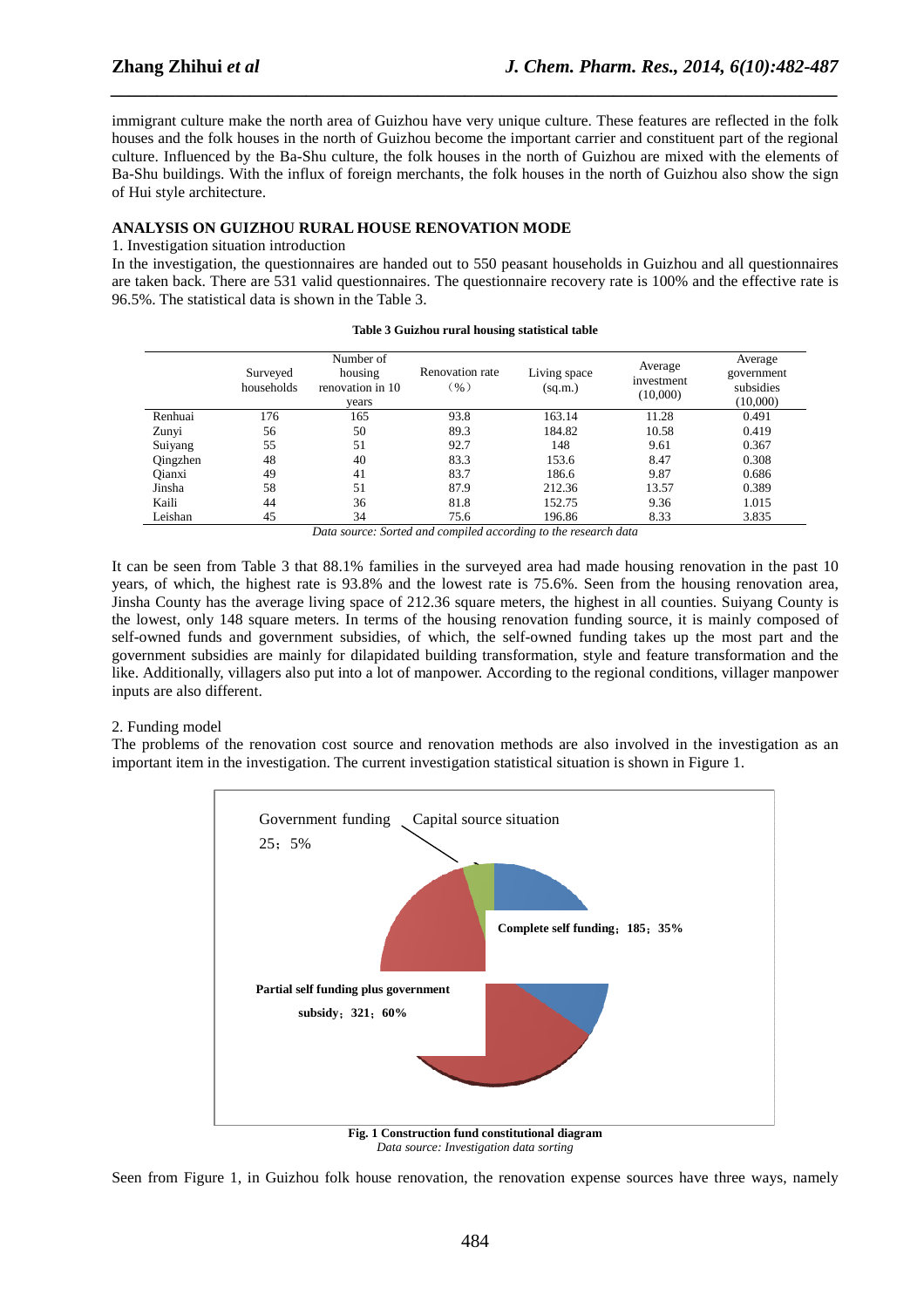immigrant culture make the north area of Guizhou have very unique culture. These features are reflected in the folk houses and the folk houses in the north of Guizhou become the important carrier and constituent part of the regional culture. Influenced by the Ba-Shu culture, the folk houses in the north of Guizhou are mixed with the elements of Ba-Shu buildings. With the influx of foreign merchants, the folk houses in the north of Guizhou also show the sign of Hui style architecture.

## ANALYSIS ON GUIZHOU RURAL HOUSE RENOVATION MODE

1. Investigation situation introduction

In the investigation, the questionnaires are handed out to 550 peasant households in Guizhou and all questionnaires are taken back. There are 531 valid questionnaires. The questionnaire recovery rate is 100% and the effective rate is 96.5%. The statistical data is shown in the Table 3.

**Table 3 Guizhou rural housing statistical table**

| | Surveyed households | Number of housing renovation in 10 years | Renovation rate (%) | Living space (sq.m.) | Average investment (10,000) | Average government subsidies (10,000) |
|---|---|---|---|---|---|---|
| Renhuai | 176 | 165 | 93.8 | 163.14 | 11.28 | 0.491 |
| Zunyi | 56 | 50 | 89.3 | 184.82 | 10.58 | 0.419 |
| Suiyang | 55 | 51 | 92.7 | 148 | 9.61 | 0.367 |
| Qingzhen | 48 | 40 | 83.3 | 153.6 | 8.47 | 0.308 |
| Qianxi | 49 | 41 | 83.7 | 186.6 | 9.87 | 0.686 |
| Jinsha | 58 | 51 | 87.9 | 212.36 | 13.57 | 0.389 |
| Kaili | 44 | 36 | 81.8 | 152.75 | 9.36 | 1.015 |
| Leishan | 45 | 34 | 75.6 | 196.86 | 8.33 | 3.835 |

*Data source: Sorted and compiled according to the research data*

It can be seen from Table 3 that 88.1% families in the surveyed area had made housing renovation in the past 10 years, of which, the highest rate is 93.8% and the lowest rate is 75.6%. Seen from the housing renovation area, Jinsha County has the average living space of 212.36 square meters, the highest in all counties. Suiyang County is the lowest, only 148 square meters. In terms of the housing renovation funding source, it is mainly composed of self-owned funds and government subsidies, of which, the self-owned funding takes up the most part and the government subsidies are mainly for dilapidated building transformation, style and feature transformation and the like. Additionally, villagers also put into a lot of manpower. According to the regional conditions, villager manpower inputs are also different.

2. Funding model

The problems of the renovation cost source and renovation methods are also involved in the investigation as an important item in the investigation. The current investigation statistical situation is shown in Figure 1.

Capital source situation

Government funding 25；5%

**Complete self funding；185；35%**

**Partial self funding plus government subsidy；321；60%**

**Fig. 1 Construction fund constitutional diagram**

*Data source: Investigation data sorting*

Seen from Figure 1, in Guizhou folk house renovation, the renovation expense sources have three ways, namely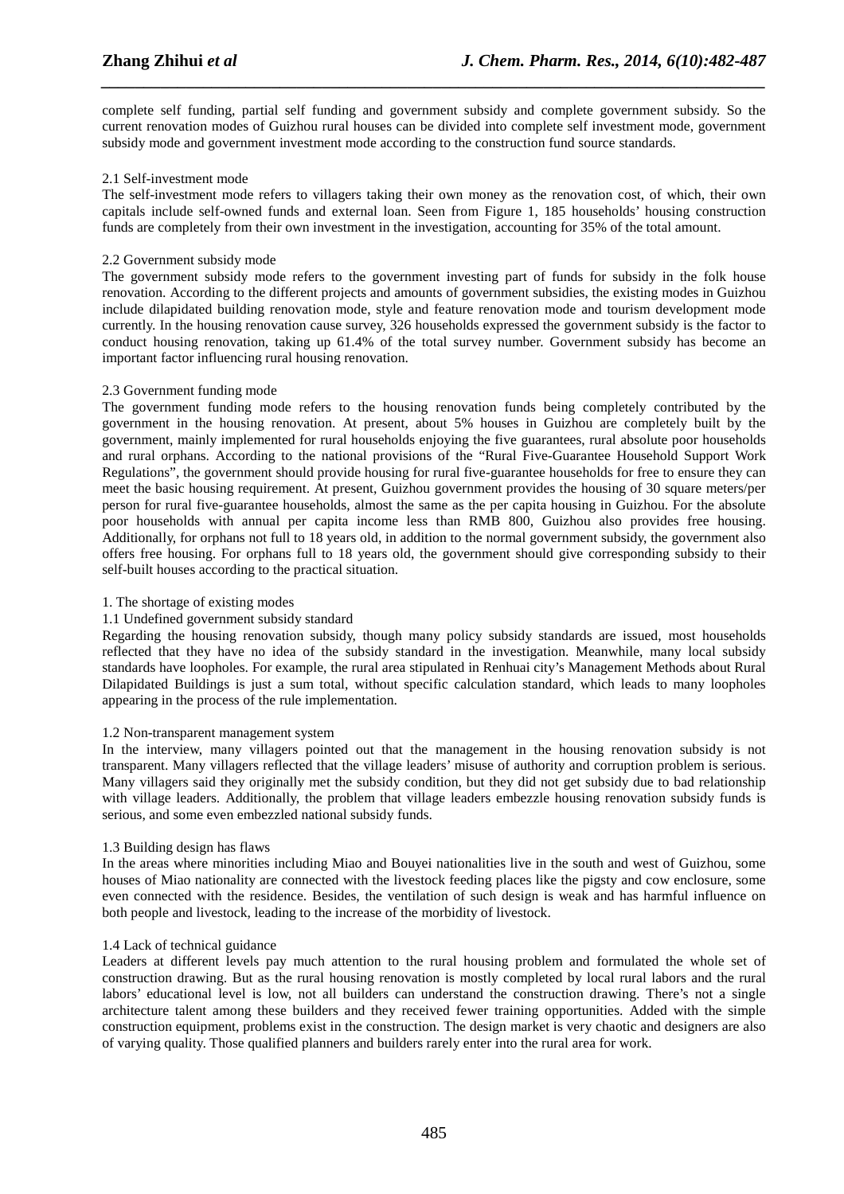complete self funding, partial self funding and government subsidy and complete government subsidy. So the current renovation modes of Guizhou rural houses can be divided into complete self investment mode, government subsidy mode and government investment mode according to the construction fund source standards.

### 2.1 Self-investment mode

The self-investment mode refers to villagers taking their own money as the renovation cost, of which, their own capitals include self-owned funds and external loan. Seen from Figure 1, 185 households' housing construction funds are completely from their own investment in the investigation, accounting for 35% of the total amount.

### 2.2 Government subsidy mode

The government subsidy mode refers to the government investing part of funds for subsidy in the folk house renovation. According to the different projects and amounts of government subsidies, the existing modes in Guizhou include dilapidated building renovation mode, style and feature renovation mode and tourism development mode currently. In the housing renovation cause survey, 326 households expressed the government subsidy is the factor to conduct housing renovation, taking up 61.4% of the total survey number. Government subsidy has become an important factor influencing rural housing renovation.

### 2.3 Government funding mode

The government funding mode refers to the housing renovation funds being completely contributed by the government in the housing renovation. At present, about 5% houses in Guizhou are completely built by the government, mainly implemented for rural households enjoying the five guarantees, rural absolute poor households and rural orphans. According to the national provisions of the "Rural Five-Guarantee Household Support Work Regulations", the government should provide housing for rural five-guarantee households for free to ensure they can meet the basic housing requirement. At present, Guizhou government provides the housing of 30 square meters/per person for rural five-guarantee households, almost the same as the per capita housing in Guizhou. For the absolute poor households with annual per capita income less than RMB 800, Guizhou also provides free housing. Additionally, for orphans not full to 18 years old, in addition to the normal government subsidy, the government also offers free housing. For orphans full to 18 years old, the government should give corresponding subsidy to their self-built houses according to the practical situation.

## 1. The shortage of existing modes

### 1.1 Undefined government subsidy standard

Regarding the housing renovation subsidy, though many policy subsidy standards are issued, most households reflected that they have no idea of the subsidy standard in the investigation. Meanwhile, many local subsidy standards have loopholes. For example, the rural area stipulated in Renhuai city's Management Methods about Rural Dilapidated Buildings is just a sum total, without specific calculation standard, which leads to many loopholes appearing in the process of the rule implementation.

### 1.2 Non-transparent management system

In the interview, many villagers pointed out that the management in the housing renovation subsidy is not transparent. Many villagers reflected that the village leaders' misuse of authority and corruption problem is serious. Many villagers said they originally met the subsidy condition, but they did not get subsidy due to bad relationship with village leaders. Additionally, the problem that village leaders embezzle housing renovation subsidy funds is serious, and some even embezzled national subsidy funds.

### 1.3 Building design has flaws

In the areas where minorities including Miao and Bouyei nationalities live in the south and west of Guizhou, some houses of Miao nationality are connected with the livestock feeding places like the pigsty and cow enclosure, some even connected with the residence. Besides, the ventilation of such design is weak and has harmful influence on both people and livestock, leading to the increase of the morbidity of livestock.

### 1.4 Lack of technical guidance

Leaders at different levels pay much attention to the rural housing problem and formulated the whole set of construction drawing. But as the rural housing renovation is mostly completed by local rural labors and the rural labors' educational level is low, not all builders can understand the construction drawing. There's not a single architecture talent among these builders and they received fewer training opportunities. Added with the simple construction equipment, problems exist in the construction. The design market is very chaotic and designers are also of varying quality. Those qualified planners and builders rarely enter into the rural area for work.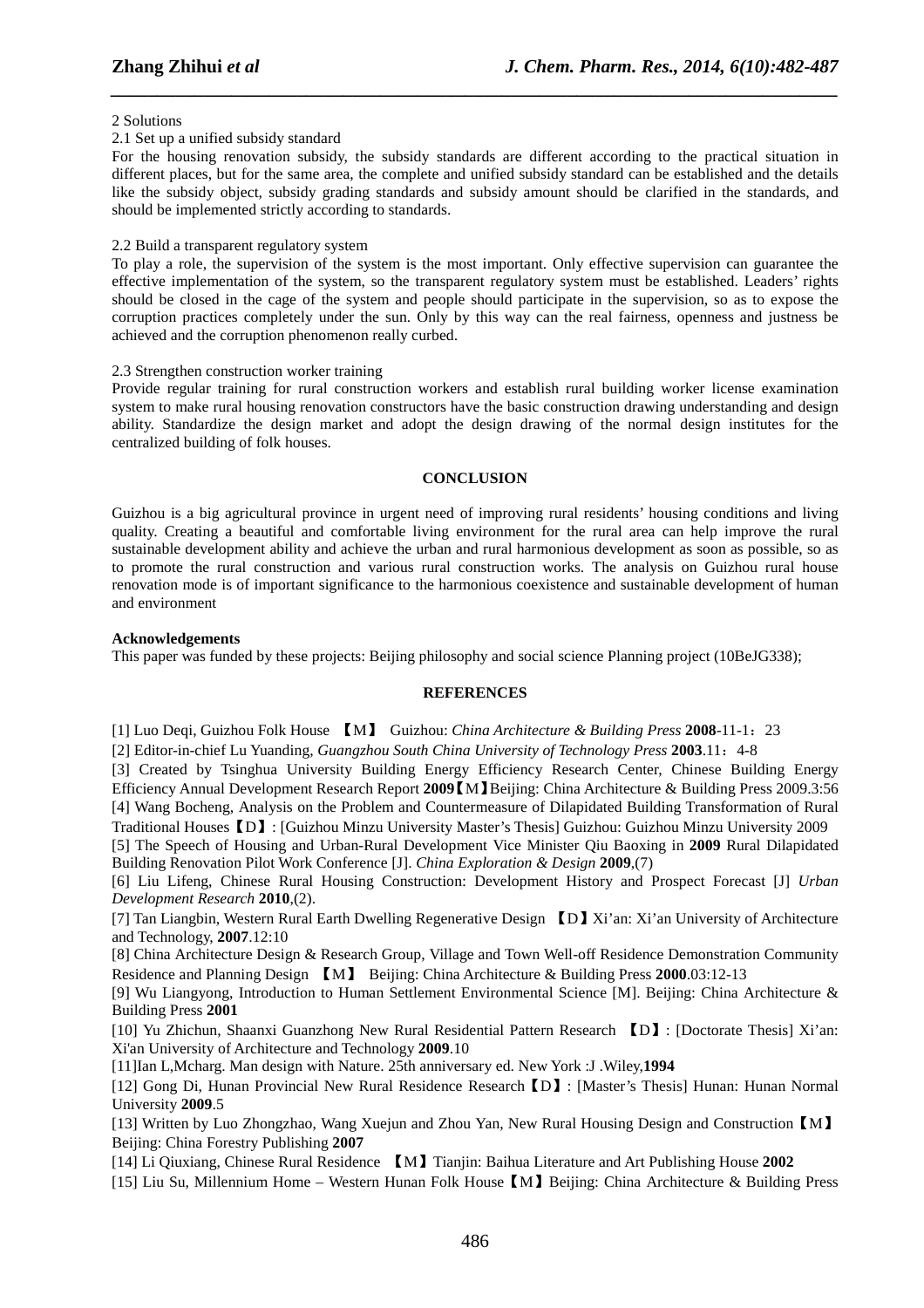2 Solutions

2.1 Set up a unified subsidy standard

For the housing renovation subsidy, the subsidy standards are different according to the practical situation in different places, but for the same area, the complete and unified subsidy standard can be established and the details like the subsidy object, subsidy grading standards and subsidy amount should be clarified in the standards, and should be implemented strictly according to standards.

2.2 Build a transparent regulatory system

To play a role, the supervision of the system is the most important. Only effective supervision can guarantee the effective implementation of the system, so the transparent regulatory system must be established. Leaders' rights should be closed in the cage of the system and people should participate in the supervision, so as to expose the corruption practices completely under the sun. Only by this way can the real fairness, openness and justness be achieved and the corruption phenomenon really curbed.

2.3 Strengthen construction worker training

Provide regular training for rural construction workers and establish rural building worker license examination system to make rural housing renovation constructors have the basic construction drawing understanding and design ability. Standardize the design market and adopt the design drawing of the normal design institutes for the centralized building of folk houses.

## CONCLUSION

Guizhou is a big agricultural province in urgent need of improving rural residents' housing conditions and living quality. Creating a beautiful and comfortable living environment for the rural area can help improve the rural sustainable development ability and achieve the urban and rural harmonious development as soon as possible, so as to promote the rural construction and various rural construction works. The analysis on Guizhou rural house renovation mode is of important significance to the harmonious coexistence and sustainable development of human and environment

**Acknowledgements**

This paper was funded by these projects: Beijing philosophy and social science Planning project (10BeJG338);

## REFERENCES

[1] Luo Deqi, Guizhou Folk House 【M】 Guizhou: *China Architecture & Building Press* **2008**-11-1：23

[2] Editor-in-chief Lu Yuanding, *Guangzhou South China University of Technology Press* **2003**.11：4-8

[3] Created by Tsinghua University Building Energy Efficiency Research Center, Chinese Building Energy Efficiency Annual Development Research Report **2009**【M】Beijing: China Architecture & Building Press 2009.3:56

[4] Wang Bocheng, Analysis on the Problem and Countermeasure of Dilapidated Building Transformation of Rural Traditional Houses【D】: [Guizhou Minzu University Master's Thesis] Guizhou: Guizhou Minzu University 2009

[5] The Speech of Housing and Urban-Rural Development Vice Minister Qiu Baoxing in **2009** Rural Dilapidated Building Renovation Pilot Work Conference [J]. *China Exploration & Design* **2009**,(7)

[6] Liu Lifeng, Chinese Rural Housing Construction: Development History and Prospect Forecast [J] *Urban Development Research* **2010**,(2).

[7] Tan Liangbin, Western Rural Earth Dwelling Regenerative Design 【D】Xi'an: Xi'an University of Architecture and Technology, **2007**.12:10

[8] China Architecture Design & Research Group, Village and Town Well-off Residence Demonstration Community Residence and Planning Design 【M】 Beijing: China Architecture & Building Press **2000**.03:12-13

[9] Wu Liangyong, Introduction to Human Settlement Environmental Science [M]. Beijing: China Architecture & Building Press **2001**

[10] Yu Zhichun, Shaanxi Guanzhong New Rural Residential Pattern Research 【D】: [Doctorate Thesis] Xi'an: Xi'an University of Architecture and Technology **2009**.10

[11]Ian L,Mcharg. Man design with Nature. 25th anniversary ed. New York :J .Wiley,**1994**

[12] Gong Di, Hunan Provincial New Rural Residence Research【D】: [Master's Thesis] Hunan: Hunan Normal University **2009**.5

[13] Written by Luo Zhongzhao, Wang Xuejun and Zhou Yan, New Rural Housing Design and Construction【M】Beijing: China Forestry Publishing **2007**

[14] Li Qiuxiang, Chinese Rural Residence 【M】Tianjin: Baihua Literature and Art Publishing House **2002**

[15] Liu Su, Millennium Home – Western Hunan Folk House【M】Beijing: China Architecture & Building Press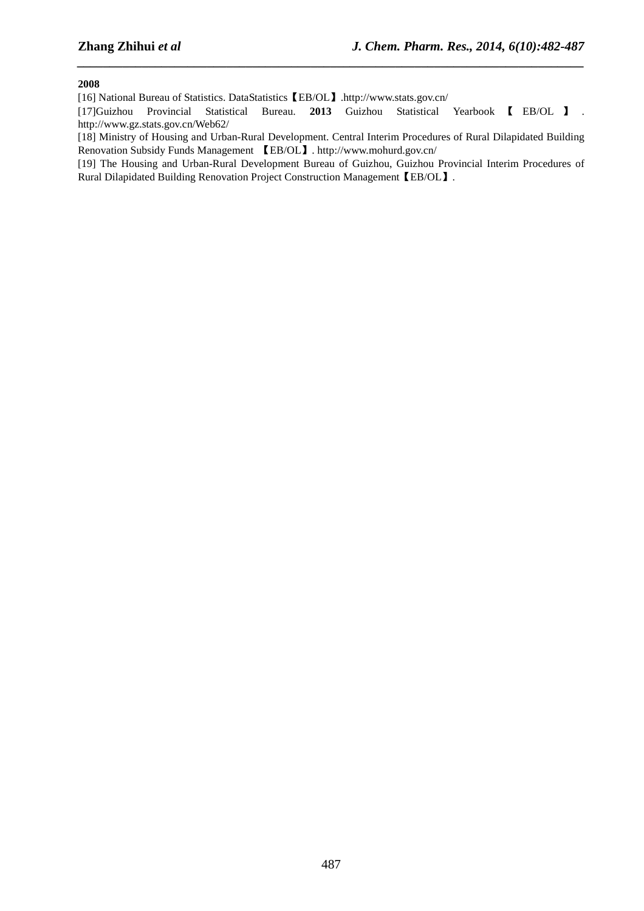**2008**

[16] National Bureau of Statistics. DataStatistics【EB/OL】.http://www.stats.gov.cn/

[17]Guizhou Provincial Statistical Bureau. **2013** Guizhou Statistical Yearbook 【 EB/OL 】 . http://www.gz.stats.gov.cn/Web62/

[18] Ministry of Housing and Urban-Rural Development. Central Interim Procedures of Rural Dilapidated Building Renovation Subsidy Funds Management 【EB/OL】. http://www.mohurd.gov.cn/

[19] The Housing and Urban-Rural Development Bureau of Guizhou, Guizhou Provincial Interim Procedures of Rural Dilapidated Building Renovation Project Construction Management【EB/OL】.